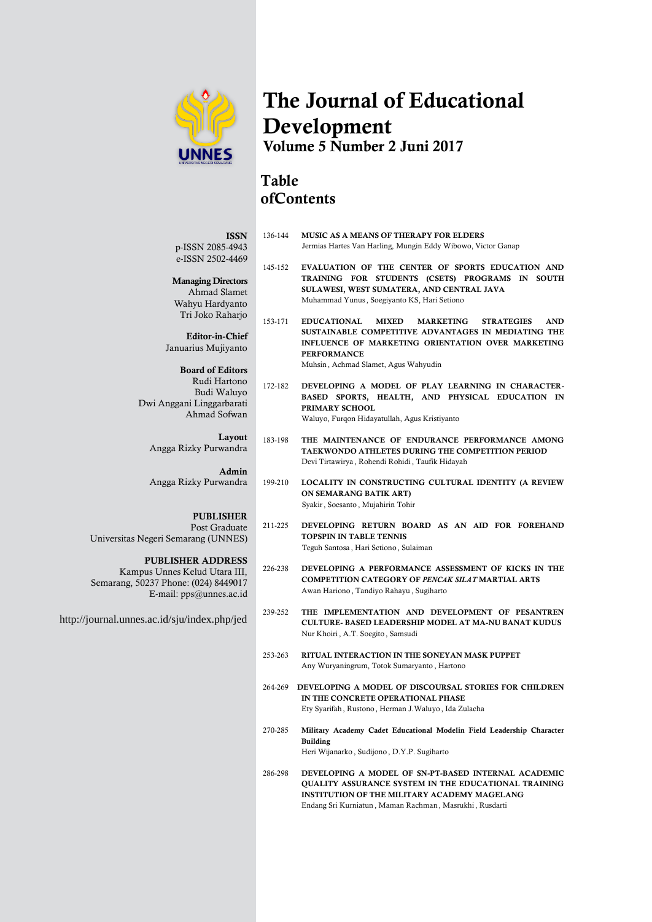# The Journal of Educational Development

## Volume 5 Number 2 Juni 2017

## Table ofContents

**ISSN**
p-ISSN 2085-4943
e-ISSN 2502-4469

**Managing Directors**
Ahmad Slamet
Wahyu Hardyanto
Tri Joko Raharjo

**Editor-in-Chief**
Januarius Mujiyanto

**Board of Editors**
Rudi Hartono
Budi Waluyo
Dwi Anggani Linggarbarati
Ahmad Sofwan

**Layout**
Angga Rizky Purwandra

**Admin**
Angga Rizky Purwandra

**PUBLISHER**
Post Graduate
Universitas Negeri Semarang (UNNES)

**PUBLISHER ADDRESS**
Kampus Unnes Kelud Utara III,
Semarang, 50237 Phone: (024) 8449017
E-mail: pps@unnes.ac.id

http://journal.unnes.ac.id/sju/index.php/jed

136-144 **MUSIC AS A MEANS OF THERAPY FOR ELDERS**
Jermias Hartes Van Harling, Mungin Eddy Wibowo, Victor Ganap

145-152 **EVALUATION OF THE CENTER OF SPORTS EDUCATION AND TRAINING FOR STUDENTS (CSETS) PROGRAMS IN SOUTH SULAWESI, WEST SUMATERA, AND CENTRAL JAVA**
Muhammad Yunus, Soegiyanto KS, Hari Setiono

153-171 **EDUCATIONAL MIXED MARKETING STRATEGIES AND SUSTAINABLE COMPETITIVE ADVANTAGES IN MEDIATING THE INFLUENCE OF MARKETING ORIENTATION OVER MARKETING PERFORMANCE**
Muhsin, Achmad Slamet, Agus Wahyudin

172-182 **DEVELOPING A MODEL OF PLAY LEARNING IN CHARACTER-BASED SPORTS, HEALTH, AND PHYSICAL EDUCATION IN PRIMARY SCHOOL**
Waluyo, Furqon Hidayatullah, Agus Kristiyanto

183-198 **THE MAINTENANCE OF ENDURANCE PERFORMANCE AMONG TAEKWONDO ATHLETES DURING THE COMPETITION PERIOD**
Devi Tirtawirya, Rohendi Rohidi, Taufik Hidayah

199-210 **LOCALITY IN CONSTRUCTING CULTURAL IDENTITY (A REVIEW ON SEMARANG BATIK ART)**
Syakir, Soesanto, Mujahirin Tohir

211-225 **DEVELOPING RETURN BOARD AS AN AID FOR FOREHAND TOPSPIN IN TABLE TENNIS**
Teguh Santosa, Hari Setiono, Sulaiman

226-238 **DEVELOPING A PERFORMANCE ASSESSMENT OF KICKS IN THE COMPETITION CATEGORY OF *PENCAK SILAT* MARTIAL ARTS**
Awan Hariono, Tandiyo Rahayu, Sugiharto

239-252 **THE IMPLEMENTATION AND DEVELOPMENT OF PESANTREN CULTURE- BASED LEADERSHIP MODEL AT MA-NU BANAT KUDUS**
Nur Khoiri, A.T. Soegito, Samsudi

253-263 **RITUAL INTERACTION IN THE SONEYAN MASK PUPPET**
Any Wuryaningrum, Totok Sumaryanto, Hartono

264-269 **DEVELOPING A MODEL OF DISCOURSAL STORIES FOR CHILDREN IN THE CONCRETE OPERATIONAL PHASE**
Ety Syarifah, Rustono, Herman J.Waluyo, Ida Zulaeha

270-285 **Military Academy Cadet Educational Modelin Field Leadership Character Building**
Heri Wijanarko, Sudijono, D.Y.P. Sugiharto

286-298 **DEVELOPING A MODEL OF SN-PT-BASED INTERNAL ACADEMIC QUALITY ASSURANCE SYSTEM IN THE EDUCATIONAL TRAINING INSTITUTION OF THE MILITARY ACADEMY MAGELANG**
Endang Sri Kurniatun, Maman Rachman, Masrukhi, Rusdarti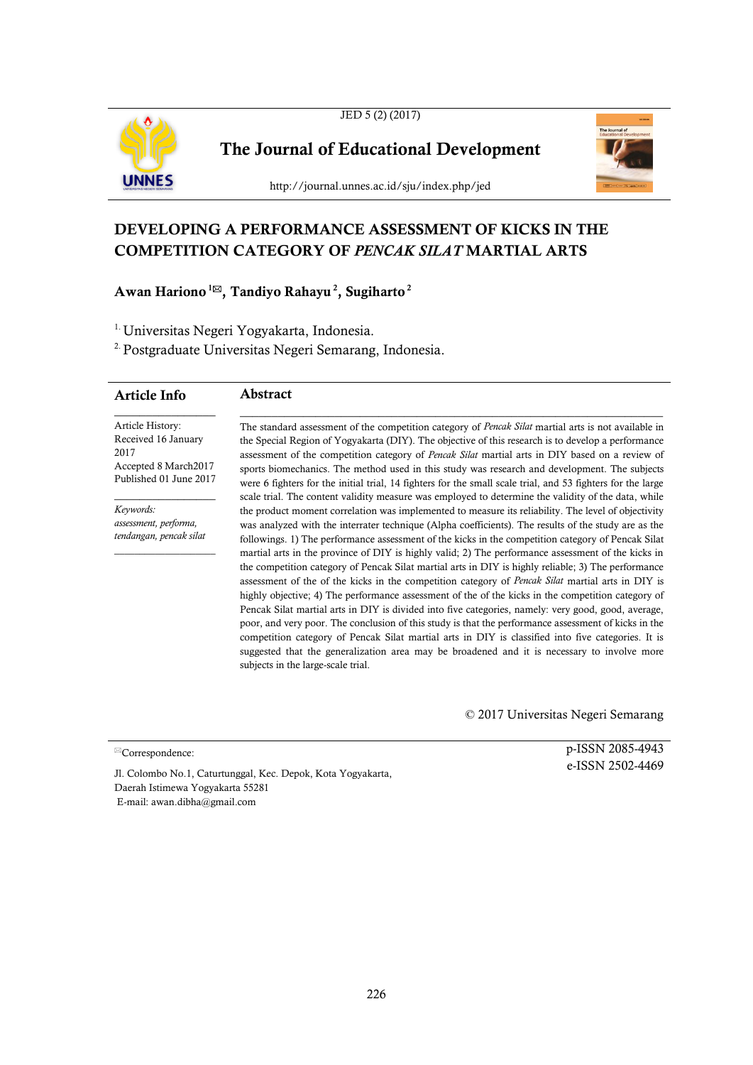# DEVELOPING A PERFORMANCE ASSESSMENT OF KICKS IN THE COMPETITION CATEGORY OF *PENCAK SILAT* MARTIAL ARTS

**Awan Hariono [1]✉, Tandiyo Rahayu [2], Sugiharto [2]**

[1] Universitas Negeri Yogyakarta, Indonesia.

[2] Postgraduate Universitas Negeri Semarang, Indonesia.

## Article Info

Article History:
Received 16 January 2017
Accepted 8 March2017
Published 01 June 2017

*Keywords:*
*assessment, performa, tendangan, pencak silat*

## Abstract

The standard assessment of the competition category of *Pencak Silat* martial arts is not available in the Special Region of Yogyakarta (DIY). The objective of this research is to develop a performance assessment of the competition category of *Pencak Silat* martial arts in DIY based on a review of sports biomechanics. The method used in this study was research and development. The subjects were 6 fighters for the initial trial, 14 fighters for the small scale trial, and 53 fighters for the large scale trial. The content validity measure was employed to determine the validity of the data, while the product moment correlation was implemented to measure its reliability. The level of objectivity was analyzed with the interrater technique (Alpha coefficients). The results of the study are as the followings. 1) The performance assessment of the kicks in the competition category of Pencak Silat martial arts in the province of DIY is highly valid; 2) The performance assessment of the kicks in the competition category of Pencak Silat martial arts in DIY is highly reliable; 3) The performance assessment of the of the kicks in the competition category of *Pencak Silat* martial arts in DIY is highly objective; 4) The performance assessment of the of the kicks in the competition category of Pencak Silat martial arts in DIY is divided into five categories, namely: very good, good, average, poor, and very poor. The conclusion of this study is that the performance assessment of kicks in the competition category of Pencak Silat martial arts in DIY is classified into five categories. It is suggested that the generalization area may be broadened and it is necessary to involve more subjects in the large-scale trial.

© 2017 Universitas Negeri Semarang

✉Correspondence:
Jl. Colombo No.1, Caturtunggal, Kec. Depok, Kota Yogyakarta, Daerah Istimewa Yogyakarta 55281
E-mail: awan.dibha@gmail.com

p-ISSN 2085-4943
e-ISSN 2502-4469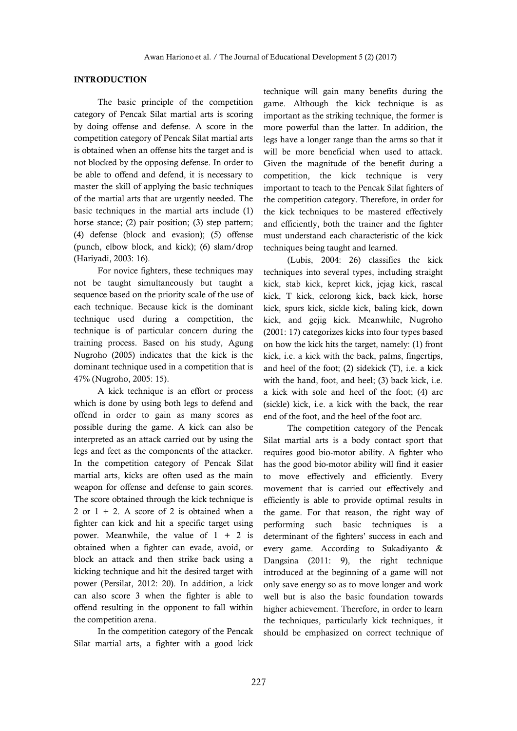## INTRODUCTION

The basic principle of the competition category of Pencak Silat martial arts is scoring by doing offense and defense. A score in the competition category of Pencak Silat martial arts is obtained when an offense hits the target and is not blocked by the opposing defense. In order to be able to offend and defend, it is necessary to master the skill of applying the basic techniques of the martial arts that are urgently needed. The basic techniques in the martial arts include (1) horse stance; (2) pair position; (3) step pattern; (4) defense (block and evasion); (5) offense (punch, elbow block, and kick); (6) slam/drop (Hariyadi, 2003: 16).

For novice fighters, these techniques may not be taught simultaneously but taught a sequence based on the priority scale of the use of each technique. Because kick is the dominant technique used during a competition, the technique is of particular concern during the training process. Based on his study, Agung Nugroho (2005) indicates that the kick is the dominant technique used in a competition that is 47% (Nugroho, 2005: 15).

A kick technique is an effort or process which is done by using both legs to defend and offend in order to gain as many scores as possible during the game. A kick can also be interpreted as an attack carried out by using the legs and feet as the components of the attacker. In the competition category of Pencak Silat martial arts, kicks are often used as the main weapon for offense and defense to gain scores. The score obtained through the kick technique is 2 or 1 + 2. A score of 2 is obtained when a fighter can kick and hit a specific target using power. Meanwhile, the value of 1 + 2 is obtained when a fighter can evade, avoid, or block an attack and then strike back using a kicking technique and hit the desired target with power (Persilat, 2012: 20). In addition, a kick can also score 3 when the fighter is able to offend resulting in the opponent to fall within the competition arena.

In the competition category of the Pencak Silat martial arts, a fighter with a good kick technique will gain many benefits during the game. Although the kick technique is as important as the striking technique, the former is more powerful than the latter. In addition, the legs have a longer range than the arms so that it will be more beneficial when used to attack. Given the magnitude of the benefit during a competition, the kick technique is very important to teach to the Pencak Silat fighters of the competition category. Therefore, in order for the kick techniques to be mastered effectively and efficiently, both the trainer and the fighter must understand each characteristic of the kick techniques being taught and learned.

(Lubis, 2004: 26) classifies the kick techniques into several types, including straight kick, stab kick, kepret kick, jejag kick, rascal kick, T kick, celorong kick, back kick, horse kick, spurs kick, sickle kick, baling kick, down kick, and gejig kick. Meanwhile, Nugroho (2001: 17) categorizes kicks into four types based on how the kick hits the target, namely: (1) front kick, i.e. a kick with the back, palms, fingertips, and heel of the foot; (2) sidekick (T), i.e. a kick with the hand, foot, and heel; (3) back kick, i.e. a kick with sole and heel of the foot; (4) arc (sickle) kick, i.e. a kick with the back, the rear end of the foot, and the heel of the foot arc.

The competition category of the Pencak Silat martial arts is a body contact sport that requires good bio-motor ability. A fighter who has the good bio-motor ability will find it easier to move effectively and efficiently. Every movement that is carried out effectively and efficiently is able to provide optimal results in the game. For that reason, the right way of performing such basic techniques is a determinant of the fighters' success in each and every game. According to Sukadiyanto & Dangsina (2011: 9), the right technique introduced at the beginning of a game will not only save energy so as to move longer and work well but is also the basic foundation towards higher achievement. Therefore, in order to learn the techniques, particularly kick techniques, it should be emphasized on correct technique of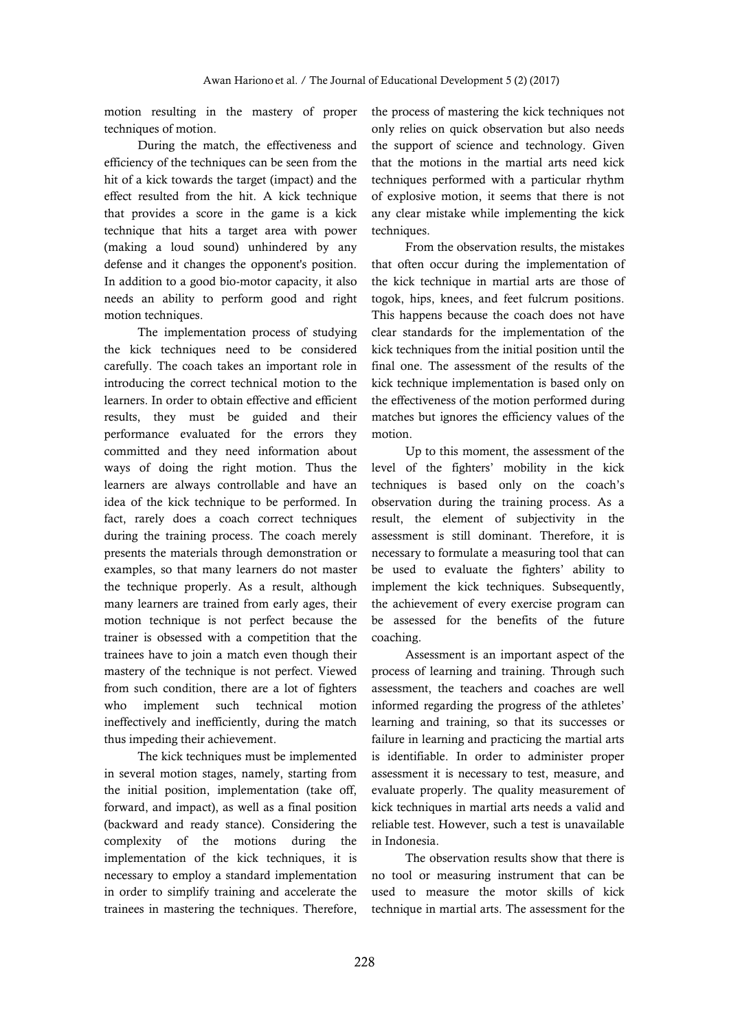motion resulting in the mastery of proper techniques of motion.

During the match, the effectiveness and efficiency of the techniques can be seen from the hit of a kick towards the target (impact) and the effect resulted from the hit. A kick technique that provides a score in the game is a kick technique that hits a target area with power (making a loud sound) unhindered by any defense and it changes the opponent's position. In addition to a good bio-motor capacity, it also needs an ability to perform good and right motion techniques.

The implementation process of studying the kick techniques need to be considered carefully. The coach takes an important role in introducing the correct technical motion to the learners. In order to obtain effective and efficient results, they must be guided and their performance evaluated for the errors they committed and they need information about ways of doing the right motion. Thus the learners are always controllable and have an idea of the kick technique to be performed. In fact, rarely does a coach correct techniques during the training process. The coach merely presents the materials through demonstration or examples, so that many learners do not master the technique properly. As a result, although many learners are trained from early ages, their motion technique is not perfect because the trainer is obsessed with a competition that the trainees have to join a match even though their mastery of the technique is not perfect. Viewed from such condition, there are a lot of fighters who implement such technical motion ineffectively and inefficiently, during the match thus impeding their achievement.

The kick techniques must be implemented in several motion stages, namely, starting from the initial position, implementation (take off, forward, and impact), as well as a final position (backward and ready stance). Considering the complexity of the motions during the implementation of the kick techniques, it is necessary to employ a standard implementation in order to simplify training and accelerate the trainees in mastering the techniques. Therefore, the process of mastering the kick techniques not only relies on quick observation but also needs the support of science and technology. Given that the motions in the martial arts need kick techniques performed with a particular rhythm of explosive motion, it seems that there is not any clear mistake while implementing the kick techniques.

From the observation results, the mistakes that often occur during the implementation of the kick technique in martial arts are those of togok, hips, knees, and feet fulcrum positions. This happens because the coach does not have clear standards for the implementation of the kick techniques from the initial position until the final one. The assessment of the results of the kick technique implementation is based only on the effectiveness of the motion performed during matches but ignores the efficiency values of the motion.

Up to this moment, the assessment of the level of the fighters' mobility in the kick techniques is based only on the coach's observation during the training process. As a result, the element of subjectivity in the assessment is still dominant. Therefore, it is necessary to formulate a measuring tool that can be used to evaluate the fighters' ability to implement the kick techniques. Subsequently, the achievement of every exercise program can be assessed for the benefits of the future coaching.

Assessment is an important aspect of the process of learning and training. Through such assessment, the teachers and coaches are well informed regarding the progress of the athletes' learning and training, so that its successes or failure in learning and practicing the martial arts is identifiable. In order to administer proper assessment it is necessary to test, measure, and evaluate properly. The quality measurement of kick techniques in martial arts needs a valid and reliable test. However, such a test is unavailable in Indonesia.

The observation results show that there is no tool or measuring instrument that can be used to measure the motor skills of kick technique in martial arts. The assessment for the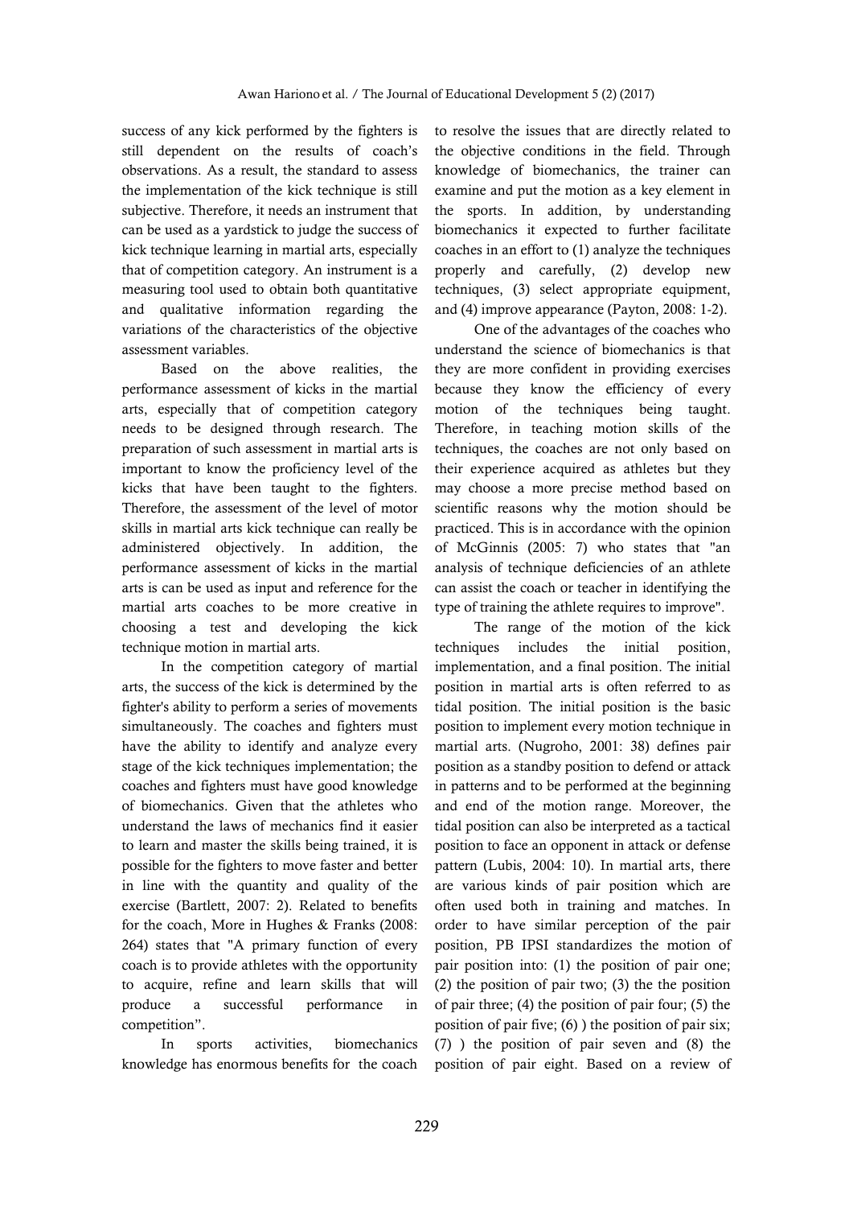success of any kick performed by the fighters is still dependent on the results of coach's observations. As a result, the standard to assess the implementation of the kick technique is still subjective. Therefore, it needs an instrument that can be used as a yardstick to judge the success of kick technique learning in martial arts, especially that of competition category. An instrument is a measuring tool used to obtain both quantitative and qualitative information regarding the variations of the characteristics of the objective assessment variables.

Based on the above realities, the performance assessment of kicks in the martial arts, especially that of competition category needs to be designed through research. The preparation of such assessment in martial arts is important to know the proficiency level of the kicks that have been taught to the fighters. Therefore, the assessment of the level of motor skills in martial arts kick technique can really be administered objectively. In addition, the performance assessment of kicks in the martial arts is can be used as input and reference for the martial arts coaches to be more creative in choosing a test and developing the kick technique motion in martial arts.

In the competition category of martial arts, the success of the kick is determined by the fighter's ability to perform a series of movements simultaneously. The coaches and fighters must have the ability to identify and analyze every stage of the kick techniques implementation; the coaches and fighters must have good knowledge of biomechanics. Given that the athletes who understand the laws of mechanics find it easier to learn and master the skills being trained, it is possible for the fighters to move faster and better in line with the quantity and quality of the exercise (Bartlett, 2007: 2). Related to benefits for the coach, More in Hughes & Franks (2008: 264) states that "A primary function of every coach is to provide athletes with the opportunity to acquire, refine and learn skills that will produce a successful performance in competition".

In sports activities, biomechanics knowledge has enormous benefits for the coach to resolve the issues that are directly related to the objective conditions in the field. Through knowledge of biomechanics, the trainer can examine and put the motion as a key element in the sports. In addition, by understanding biomechanics it expected to further facilitate coaches in an effort to (1) analyze the techniques properly and carefully, (2) develop new techniques, (3) select appropriate equipment, and (4) improve appearance (Payton, 2008: 1-2).

One of the advantages of the coaches who understand the science of biomechanics is that they are more confident in providing exercises because they know the efficiency of every motion of the techniques being taught. Therefore, in teaching motion skills of the techniques, the coaches are not only based on their experience acquired as athletes but they may choose a more precise method based on scientific reasons why the motion should be practiced. This is in accordance with the opinion of McGinnis (2005: 7) who states that "an analysis of technique deficiencies of an athlete can assist the coach or teacher in identifying the type of training the athlete requires to improve".

The range of the motion of the kick techniques includes the initial position, implementation, and a final position. The initial position in martial arts is often referred to as tidal position. The initial position is the basic position to implement every motion technique in martial arts. (Nugroho, 2001: 38) defines pair position as a standby position to defend or attack in patterns and to be performed at the beginning and end of the motion range. Moreover, the tidal position can also be interpreted as a tactical position to face an opponent in attack or defense pattern (Lubis, 2004: 10). In martial arts, there are various kinds of pair position which are often used both in training and matches. In order to have similar perception of the pair position, PB IPSI standardizes the motion of pair position into: (1) the position of pair one; (2) the position of pair two; (3) the the position of pair three; (4) the position of pair four; (5) the position of pair five; (6) ) the position of pair six; (7) ) the position of pair seven and (8) the position of pair eight. Based on a review of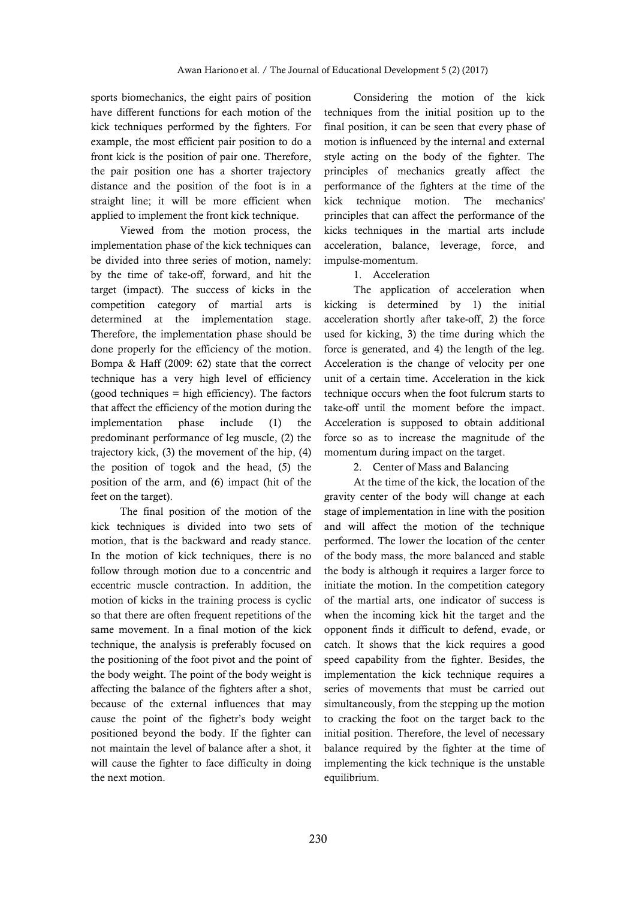sports biomechanics, the eight pairs of position have different functions for each motion of the kick techniques performed by the fighters. For example, the most efficient pair position to do a front kick is the position of pair one. Therefore, the pair position one has a shorter trajectory distance and the position of the foot is in a straight line; it will be more efficient when applied to implement the front kick technique.

Viewed from the motion process, the implementation phase of the kick techniques can be divided into three series of motion, namely: by the time of take-off, forward, and hit the target (impact). The success of kicks in the competition category of martial arts is determined at the implementation stage. Therefore, the implementation phase should be done properly for the efficiency of the motion. Bompa & Haff (2009: 62) state that the correct technique has a very high level of efficiency (good techniques = high efficiency). The factors that affect the efficiency of the motion during the implementation phase include (1) the predominant performance of leg muscle, (2) the trajectory kick, (3) the movement of the hip, (4) the position of togok and the head, (5) the position of the arm, and (6) impact (hit of the feet on the target).

The final position of the motion of the kick techniques is divided into two sets of motion, that is the backward and ready stance. In the motion of kick techniques, there is no follow through motion due to a concentric and eccentric muscle contraction. In addition, the motion of kicks in the training process is cyclic so that there are often frequent repetitions of the same movement. In a final motion of the kick technique, the analysis is preferably focused on the positioning of the foot pivot and the point of the body weight. The point of the body weight is affecting the balance of the fighters after a shot, because of the external influences that may cause the point of the fighetr's body weight positioned beyond the body. If the fighter can not maintain the level of balance after a shot, it will cause the fighter to face difficulty in doing the next motion.

Considering the motion of the kick techniques from the initial position up to the final position, it can be seen that every phase of motion is influenced by the internal and external style acting on the body of the fighter. The principles of mechanics greatly affect the performance of the fighters at the time of the kick technique motion. The mechanics' principles that can affect the performance of the kicks techniques in the martial arts include acceleration, balance, leverage, force, and impulse-momentum.

1. Acceleration

The application of acceleration when kicking is determined by 1) the initial acceleration shortly after take-off, 2) the force used for kicking, 3) the time during which the force is generated, and 4) the length of the leg. Acceleration is the change of velocity per one unit of a certain time. Acceleration in the kick technique occurs when the foot fulcrum starts to take-off until the moment before the impact. Acceleration is supposed to obtain additional force so as to increase the magnitude of the momentum during impact on the target.

2. Center of Mass and Balancing

At the time of the kick, the location of the gravity center of the body will change at each stage of implementation in line with the position and will affect the motion of the technique performed. The lower the location of the center of the body mass, the more balanced and stable the body is although it requires a larger force to initiate the motion. In the competition category of the martial arts, one indicator of success is when the incoming kick hit the target and the opponent finds it difficult to defend, evade, or catch. It shows that the kick requires a good speed capability from the fighter. Besides, the implementation the kick technique requires a series of movements that must be carried out simultaneously, from the stepping up the motion to cracking the foot on the target back to the initial position. Therefore, the level of necessary balance required by the fighter at the time of implementing the kick technique is the unstable equilibrium.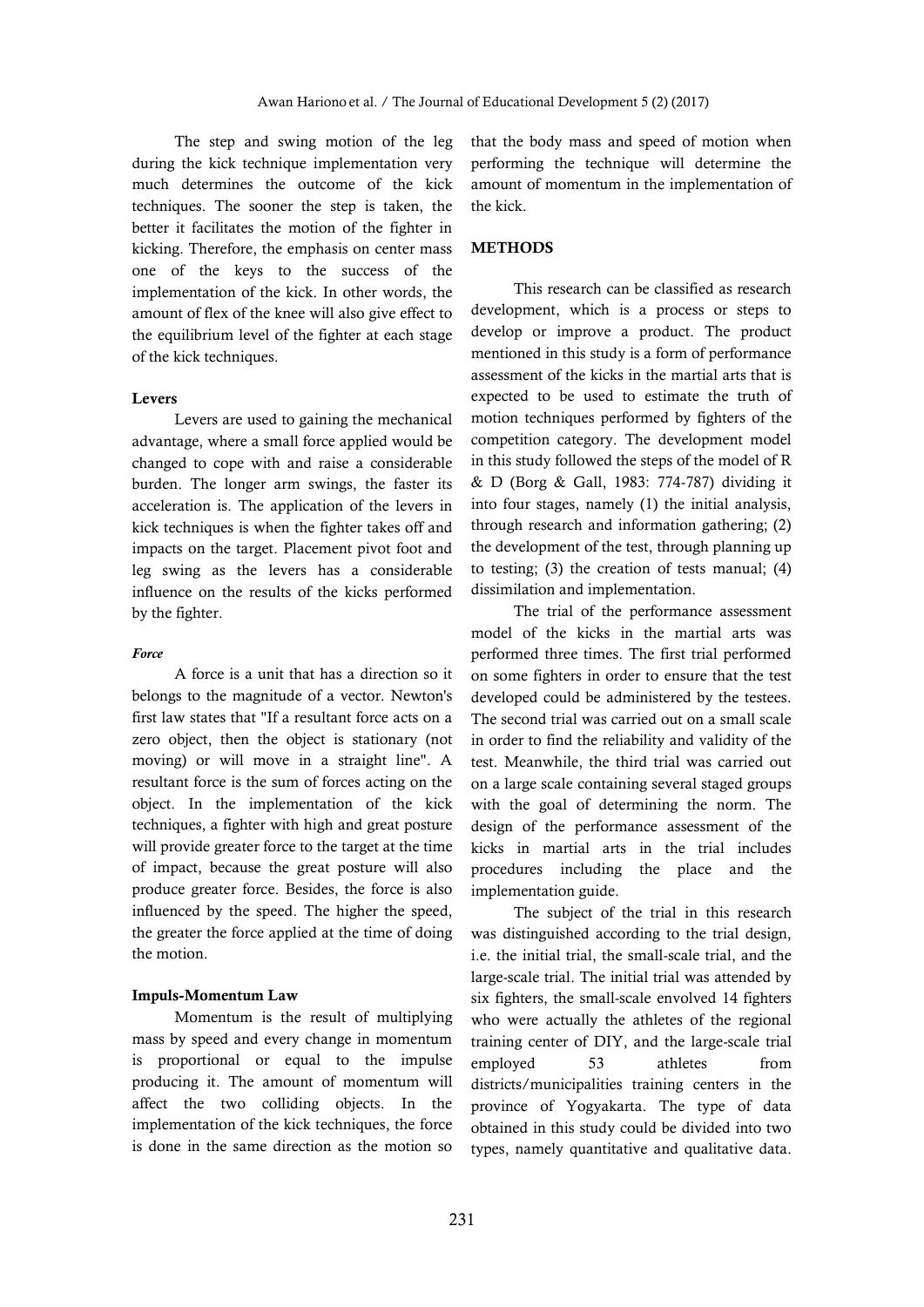The step and swing motion of the leg during the kick technique implementation very much determines the outcome of the kick techniques. The sooner the step is taken, the better it facilitates the motion of the fighter in kicking. Therefore, the emphasis on center mass one of the keys to the success of the implementation of the kick. In other words, the amount of flex of the knee will also give effect to the equilibrium level of the fighter at each stage of the kick techniques.

### Levers

Levers are used to gaining the mechanical advantage, where a small force applied would be changed to cope with and raise a considerable burden. The longer arm swings, the faster its acceleration is. The application of the levers in kick techniques is when the fighter takes off and impacts on the target. Placement pivot foot and leg swing as the levers has a considerable influence on the results of the kicks performed by the fighter.

#### *Force*

A force is a unit that has a direction so it belongs to the magnitude of a vector. Newton's first law states that "If a resultant force acts on a zero object, then the object is stationary (not moving) or will move in a straight line". A resultant force is the sum of forces acting on the object. In the implementation of the kick techniques, a fighter with high and great posture will provide greater force to the target at the time of impact, because the great posture will also produce greater force. Besides, the force is also influenced by the speed. The higher the speed, the greater the force applied at the time of doing the motion.

### Impuls-Momentum Law

Momentum is the result of multiplying mass by speed and every change in momentum is proportional or equal to the impulse producing it. The amount of momentum will affect the two colliding objects. In the implementation of the kick techniques, the force is done in the same direction as the motion so that the body mass and speed of motion when performing the technique will determine the amount of momentum in the implementation of the kick.

## METHODS

This research can be classified as research development, which is a process or steps to develop or improve a product. The product mentioned in this study is a form of performance assessment of the kicks in the martial arts that is expected to be used to estimate the truth of motion techniques performed by fighters of the competition category. The development model in this study followed the steps of the model of R & D (Borg & Gall, 1983: 774-787) dividing it into four stages, namely (1) the initial analysis, through research and information gathering; (2) the development of the test, through planning up to testing; (3) the creation of tests manual; (4) dissimilation and implementation.

The trial of the performance assessment model of the kicks in the martial arts was performed three times. The first trial performed on some fighters in order to ensure that the test developed could be administered by the testees. The second trial was carried out on a small scale in order to find the reliability and validity of the test. Meanwhile, the third trial was carried out on a large scale containing several staged groups with the goal of determining the norm. The design of the performance assessment of the kicks in martial arts in the trial includes procedures including the place and the implementation guide.

The subject of the trial in this research was distinguished according to the trial design, i.e. the initial trial, the small-scale trial, and the large-scale trial. The initial trial was attended by six fighters, the small-scale envolved 14 fighters who were actually the athletes of the regional training center of DIY, and the large-scale trial employed 53 athletes from districts/municipalities training centers in the province of Yogyakarta. The type of data obtained in this study could be divided into two types, namely quantitative and qualitative data.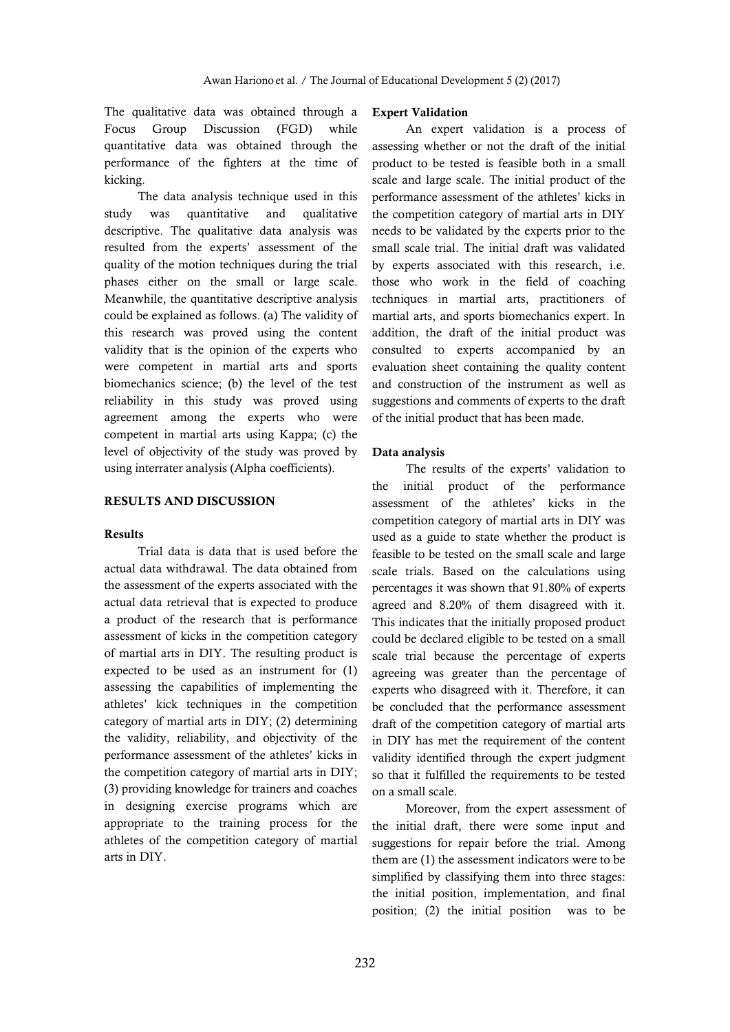The qualitative data was obtained through a Focus Group Discussion (FGD) while quantitative data was obtained through the performance of the fighters at the time of kicking.

The data analysis technique used in this study was quantitative and qualitative descriptive. The qualitative data analysis was resulted from the experts' assessment of the quality of the motion techniques during the trial phases either on the small or large scale. Meanwhile, the quantitative descriptive analysis could be explained as follows. (a) The validity of this research was proved using the content validity that is the opinion of the experts who were competent in martial arts and sports biomechanics science; (b) the level of the test reliability in this study was proved using agreement among the experts who were competent in martial arts using Kappa; (c) the level of objectivity of the study was proved by using interrater analysis (Alpha coefficients).

## RESULTS AND DISCUSSION

### Results

Trial data is data that is used before the actual data withdrawal. The data obtained from the assessment of the experts associated with the actual data retrieval that is expected to produce a product of the research that is performance assessment of kicks in the competition category of martial arts in DIY. The resulting product is expected to be used as an instrument for (1) assessing the capabilities of implementing the athletes' kick techniques in the competition category of martial arts in DIY; (2) determining the validity, reliability, and objectivity of the performance assessment of the athletes' kicks in the competition category of martial arts in DIY; (3) providing knowledge for trainers and coaches in designing exercise programs which are appropriate to the training process for the athletes of the competition category of martial arts in DIY.

### Expert Validation

An expert validation is a process of assessing whether or not the draft of the initial product to be tested is feasible both in a small scale and large scale. The initial product of the performance assessment of the athletes' kicks in the competition category of martial arts in DIY needs to be validated by the experts prior to the small scale trial. The initial draft was validated by experts associated with this research, i.e. those who work in the field of coaching techniques in martial arts, practitioners of martial arts, and sports biomechanics expert. In addition, the draft of the initial product was consulted to experts accompanied by an evaluation sheet containing the quality content and construction of the instrument as well as suggestions and comments of experts to the draft of the initial product that has been made.

### Data analysis

The results of the experts' validation to the initial product of the performance assessment of the athletes' kicks in the competition category of martial arts in DIY was used as a guide to state whether the product is feasible to be tested on the small scale and large scale trials. Based on the calculations using percentages it was shown that 91.80% of experts agreed and 8.20% of them disagreed with it. This indicates that the initially proposed product could be declared eligible to be tested on a small scale trial because the percentage of experts agreeing was greater than the percentage of experts who disagreed with it. Therefore, it can be concluded that the performance assessment draft of the competition category of martial arts in DIY has met the requirement of the content validity identified through the expert judgment so that it fulfilled the requirements to be tested on a small scale.

Moreover, from the expert assessment of the initial draft, there were some input and suggestions for repair before the trial. Among them are (1) the assessment indicators were to be simplified by classifying them into three stages: the initial position, implementation, and final position; (2) the initial position was to be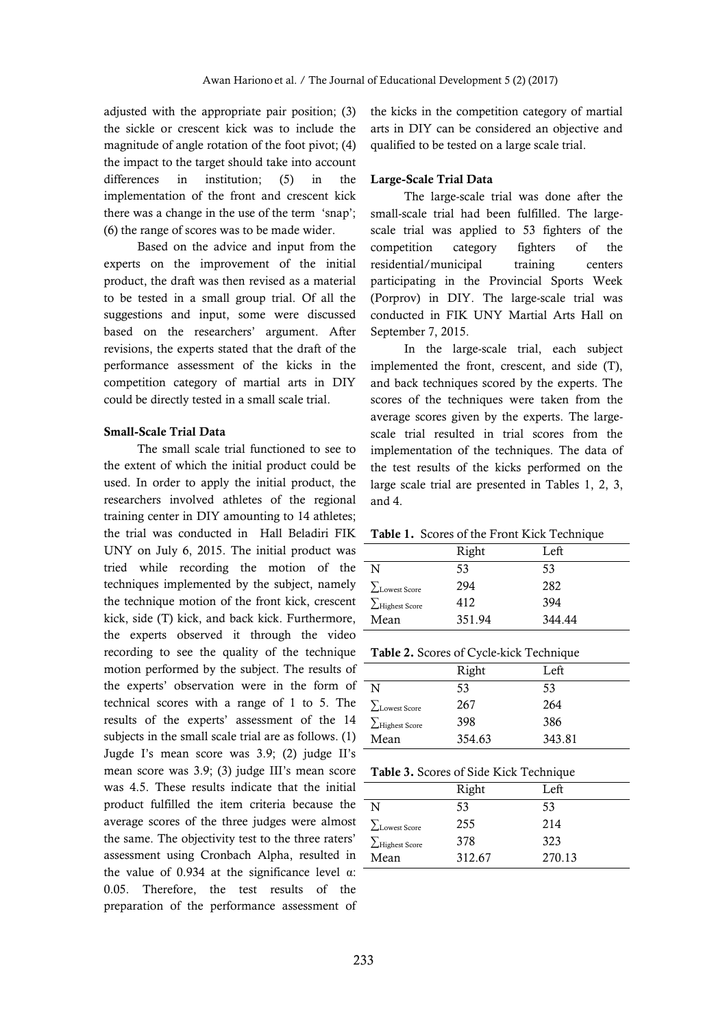adjusted with the appropriate pair position; (3) the sickle or crescent kick was to include the magnitude of angle rotation of the foot pivot; (4) the impact to the target should take into account differences in institution; (5) in the implementation of the front and crescent kick there was a change in the use of the term 'snap'; (6) the range of scores was to be made wider.

Based on the advice and input from the experts on the improvement of the initial product, the draft was then revised as a material to be tested in a small group trial. Of all the suggestions and input, some were discussed based on the researchers' argument. After revisions, the experts stated that the draft of the performance assessment of the kicks in the competition category of martial arts in DIY could be directly tested in a small scale trial.

**Small-Scale Trial Data**

The small scale trial functioned to see to the extent of which the initial product could be used. In order to apply the initial product, the researchers involved athletes of the regional training center in DIY amounting to 14 athletes; the trial was conducted in Hall Beladiri FIK UNY on July 6, 2015. The initial product was tried while recording the motion of the techniques implemented by the subject, namely the technique motion of the front kick, crescent kick, side (T) kick, and back kick. Furthermore, the experts observed it through the video recording to see the quality of the technique motion performed by the subject. The results of the experts' observation were in the form of technical scores with a range of 1 to 5. The results of the experts' assessment of the 14 subjects in the small scale trial are as follows. (1) Jugde I's mean score was 3.9; (2) judge II's mean score was 3.9; (3) judge III's mean score was 4.5. These results indicate that the initial product fulfilled the item criteria because the average scores of the three judges were almost the same. The objectivity test to the three raters' assessment using Cronbach Alpha, resulted in the value of 0.934 at the significance level α: 0.05. Therefore, the test results of the preparation of the performance assessment of the kicks in the competition category of martial arts in DIY can be considered an objective and qualified to be tested on a large scale trial.

**Large-Scale Trial Data**

The large-scale trial was done after the small-scale trial had been fulfilled. The large-scale trial was applied to 53 fighters of the competition category fighters of the residential/municipal training centers participating in the Provincial Sports Week (Porprov) in DIY. The large-scale trial was conducted in FIK UNY Martial Arts Hall on September 7, 2015.

In the large-scale trial, each subject implemented the front, crescent, and side (T), and back techniques scored by the experts. The scores of the techniques were taken from the average scores given by the experts. The large-scale trial resulted in trial scores from the implementation of the techniques. The data of the test results of the kicks performed on the large scale trial are presented in Tables 1, 2, 3, and 4.

**Table 1.** Scores of the Front Kick Technique

| | Right | Left |
|---|---|---|
| N | 53 | 53 |
| $\sum_{\text{Lowest Score}}$ | 294 | 282 |
| $\sum_{\text{Highest Score}}$ | 412 | 394 |
| Mean | 351.94 | 344.44 |

**Table 2.** Scores of Cycle-kick Technique

| | Right | Left |
|---|---|---|
| N | 53 | 53 |
| $\sum_{\text{Lowest Score}}$ | 267 | 264 |
| $\sum_{\text{Highest Score}}$ | 398 | 386 |
| Mean | 354.63 | 343.81 |

**Table 3.** Scores of Side Kick Technique

| | Right | Left |
|---|---|---|
| N | 53 | 53 |
| $\sum_{\text{Lowest Score}}$ | 255 | 214 |
| $\sum_{\text{Highest Score}}$ | 378 | 323 |
| Mean | 312.67 | 270.13 |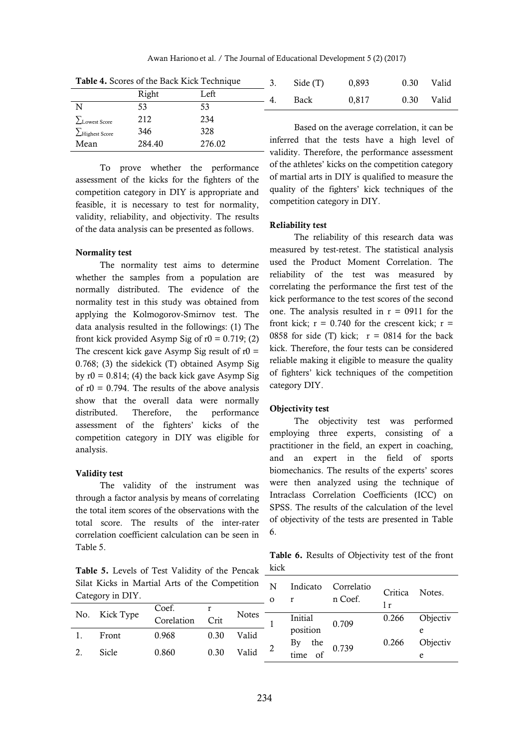**Table 4.** Scores of the Back Kick Technique

|  | Right | Left |
|---|---|---|
| N | 53 | 53 |
| $\sum_{\text{Lowest Score}}$ | 212 | 234 |
| $\sum_{\text{Highest Score}}$ | 346 | 328 |
| Mean | 284.40 | 276.02 |

To prove whether the performance assessment of the kicks for the fighters of the competition category in DIY is appropriate and feasible, it is necessary to test for normality, validity, reliability, and objectivity. The results of the data analysis can be presented as follows.

**Normality test**

The normality test aims to determine whether the samples from a population are normally distributed. The evidence of the normality test in this study was obtained from applying the Kolmogorov-Smirnov test. The data analysis resulted in the followings: (1) The front kick provided Asymp Sig of $r0 = 0.719$; (2) The crescent kick gave Asymp Sig result of $r0 = 0.768$; (3) the sidekick (T) obtained Asymp Sig by $r0 = 0.814$; (4) the back kick gave Asymp Sig of $r0 = 0.794$. The results of the above analysis show that the overall data were normally distributed. Therefore, the performance assessment of the fighters' kicks of the competition category in DIY was eligible for analysis.

**Validity test**

The validity of the instrument was through a factor analysis by means of correlating the total item scores of the observations with the total score. The results of the inter-rater correlation coefficient calculation can be seen in Table 5.

**Table 5.** Levels of Test Validity of the Pencak Silat Kicks in Martial Arts of the Competition Category in DIY.

| No. | Kick Type | Coef. Corelation | r Crit | Notes |
|---|---|---|---|---|
| 1. | Front | 0.968 | 0.30 | Valid |
| 2. | Sicle | 0.860 | 0.30 | Valid |
| 3. | Side (T) | 0,893 | 0.30 | Valid |
| 4. | Back | 0,817 | 0.30 | Valid |

Based on the average correlation, it can be inferred that the tests have a high level of validity. Therefore, the performance assessment of the athletes' kicks on the competition category of martial arts in DIY is qualified to measure the quality of the fighters' kick techniques of the competition category in DIY.

**Reliability test**

The reliability of this research data was measured by test-retest. The statistical analysis used the Product Moment Correlation. The reliability of the test was measured by correlating the performance the first test of the kick performance to the test scores of the second one. The analysis resulted in $r = 0911$ for the front kick; $r = 0.740$ for the crescent kick; $r = 0858$ for side (T) kick; $r = 0814$ for the back kick. Therefore, the four tests can be considered reliable making it eligible to measure the quality of fighters' kick techniques of the competition category DIY.

**Objectivity test**

The objectivity test was performed employing three experts, consisting of a practitioner in the field, an expert in coaching, and an expert in the field of sports biomechanics. The results of the experts' scores were then analyzed using the technique of Intraclass Correlation Coefficients (ICC) on SPSS. The results of the calculation of the level of objectivity of the tests are presented in Table 6.

**Table 6.** Results of Objectivity test of the front kick

| No | Indicator | Correlation Coef. | Critical r | Notes. |
|---|---|---|---|---|
| 1 | Initial position | 0.709 | 0.266 | Objective |
| 2 | By the time of | 0.739 | 0.266 | Objective |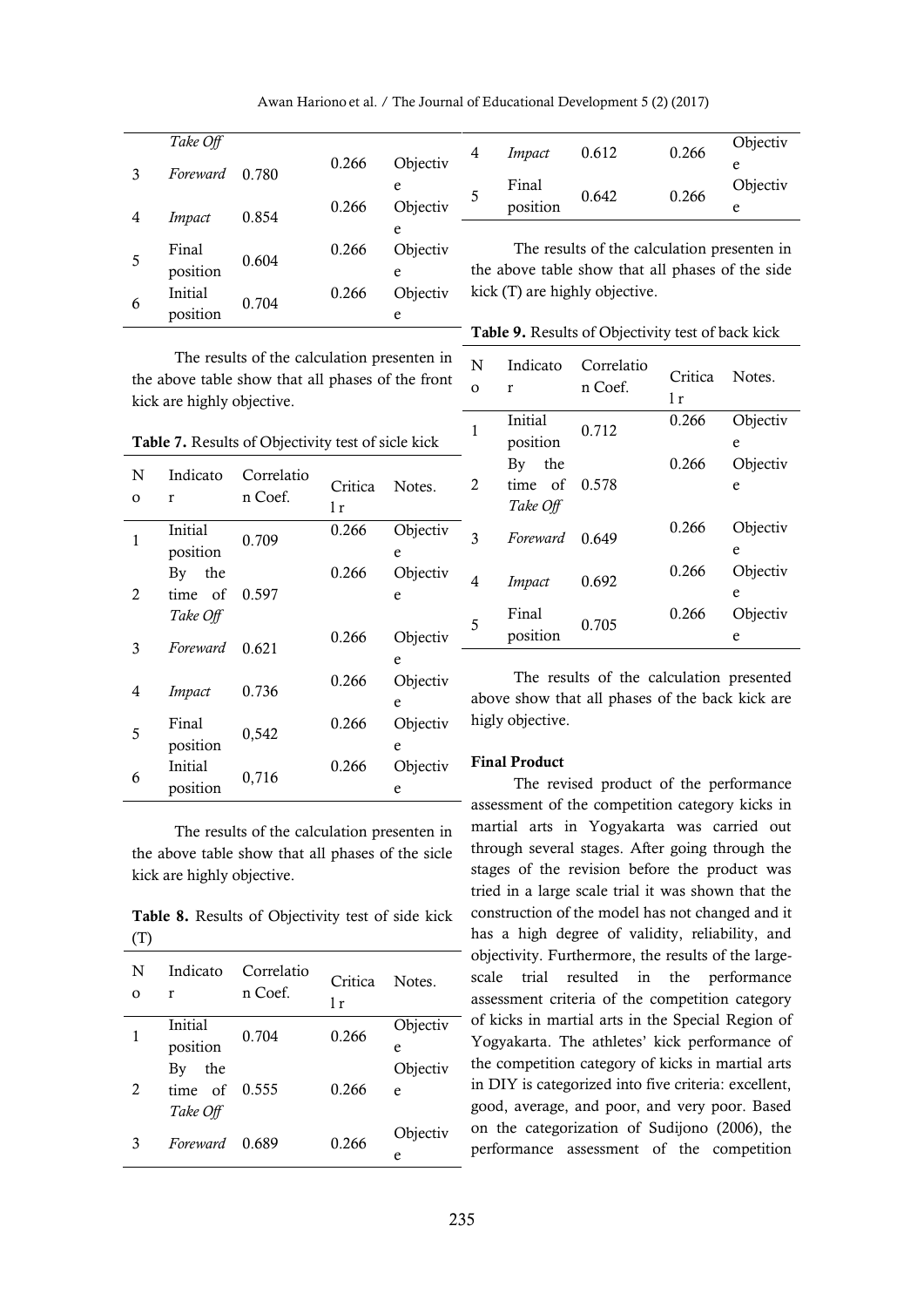| | Take Off | | | |
|---|---|---|---|---|
| 3 | *Foreward* | 0.780 | 0.266 | Objective |
| 4 | *Impact* | 0.854 | 0.266 | Objective |
| 5 | Final position | 0.604 | 0.266 | Objective |
| 6 | Initial position | 0.704 | 0.266 | Objective |

The results of the calculation presenten in the above table show that all phases of the front kick are highly objective.

**Table 7.** Results of Objectivity test of sicle kick

| No | Indicator | Correlation Coef. | Critical r | Notes. |
|---|---|---|---|---|
| 1 | Initial position | 0.709 | 0.266 | Objective |
| 2 | By the time of *Take Off* | 0.597 | 0.266 | Objective |
| 3 | *Foreward* | 0.621 | 0.266 | Objective |
| 4 | *Impact* | 0.736 | 0.266 | Objective |
| 5 | Final position | 0,542 | 0.266 | Objective |
| 6 | Initial position | 0,716 | 0.266 | Objective |

The results of the calculation presenten in the above table show that all phases of the sicle kick are highly objective.

**Table 8.** Results of Objectivity test of side kick (T)

| No | Indicator | Correlation Coef. | Critical r | Notes. |
|---|---|---|---|---|
| 1 | Initial position | 0.704 | 0.266 | Objective |
| 2 | By the time of *Take Off* | 0.555 | 0.266 | Objective |
| 3 | *Foreward* | 0.689 | 0.266 | Objective |
| 4 | *Impact* | 0.612 | 0.266 | Objective |
| 5 | Final position | 0.642 | 0.266 | Objective |

The results of the calculation presenten in the above table show that all phases of the side kick (T) are highly objective.

**Table 9.** Results of Objectivity test of back kick

| No | Indicator | Correlation Coef. | Critical r | Notes. |
|---|---|---|---|---|
| 1 | Initial position | 0.712 | 0.266 | Objective |
| 2 | By the time of *Take Off* | 0.578 | 0.266 | Objective |
| 3 | *Foreward* | 0.649 | 0.266 | Objective |
| 4 | *Impact* | 0.692 | 0.266 | Objective |
| 5 | Final position | 0.705 | 0.266 | Objective |

The results of the calculation presented above show that all phases of the back kick are higly objective.

### Final Product

The revised product of the performance assessment of the competition category kicks in martial arts in Yogyakarta was carried out through several stages. After going through the stages of the revision before the product was tried in a large scale trial it was shown that the construction of the model has not changed and it has a high degree of validity, reliability, and objectivity. Furthermore, the results of the large-scale trial resulted in the performance assessment criteria of the competition category of kicks in martial arts in the Special Region of Yogyakarta. The athletes' kick performance of the competition category of kicks in martial arts in DIY is categorized into five criteria: excellent, good, average, and poor, and very poor. Based on the categorization of Sudijono (2006), the performance assessment of the competition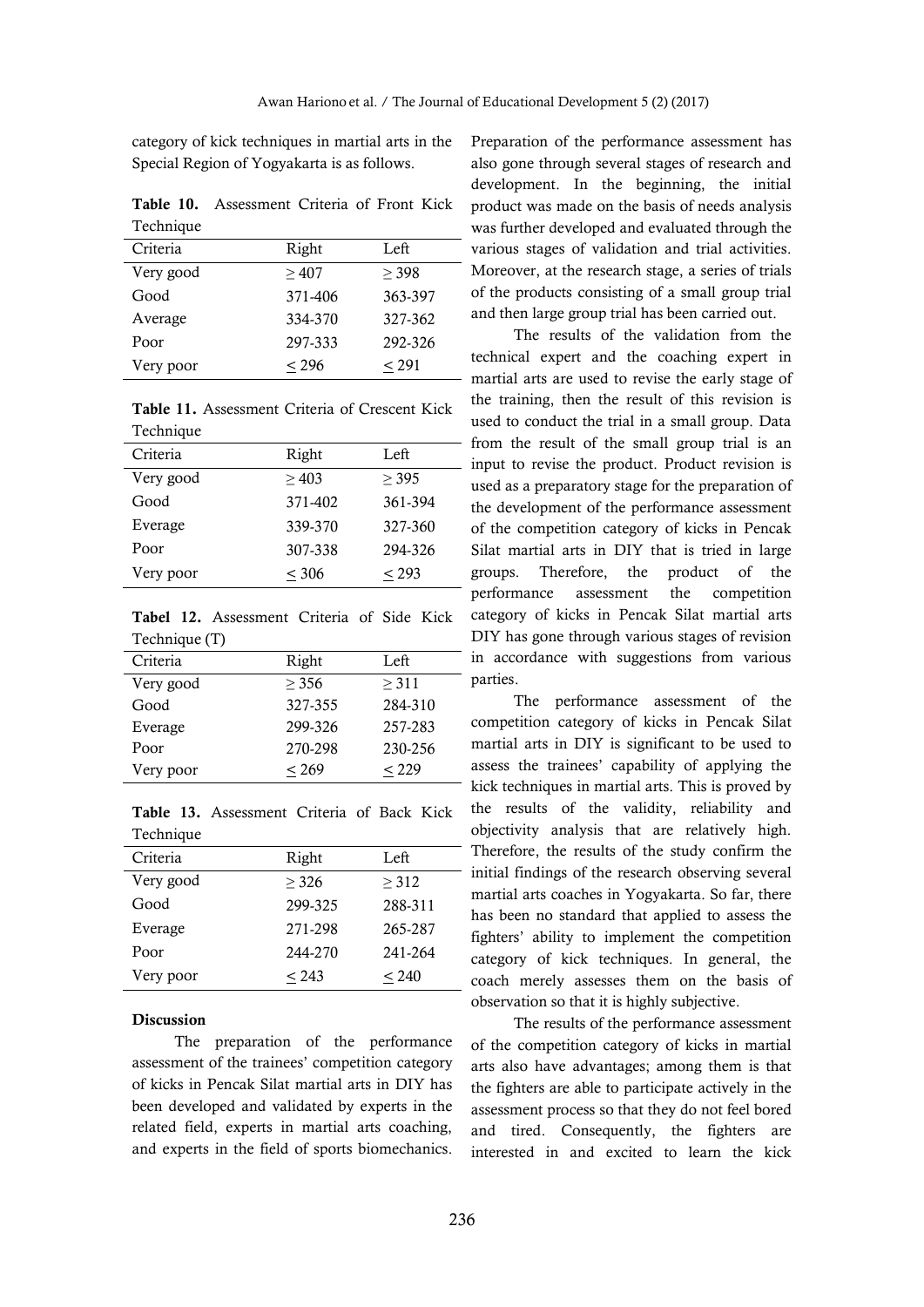category of kick techniques in martial arts in the Special Region of Yogyakarta is as follows.

**Table 10.** Assessment Criteria of Front Kick Technique

| Criteria | Right | Left |
|---|---|---|
| Very good | ≥ 407 | ≥ 398 |
| Good | 371-406 | 363-397 |
| Average | 334-370 | 327-362 |
| Poor | 297-333 | 292-326 |
| Very poor | ≤ 296 | ≤ 291 |

**Table 11.** Assessment Criteria of Crescent Kick Technique

| Criteria | Right | Left |
|---|---|---|
| Very good | ≥ 403 | ≥ 395 |
| Good | 371-402 | 361-394 |
| Everage | 339-370 | 327-360 |
| Poor | 307-338 | 294-326 |
| Very poor | ≤ 306 | ≤ 293 |

**Tabel 12.** Assessment Criteria of Side Kick Technique (T)

| Criteria | Right | Left |
|---|---|---|
| Very good | ≥ 356 | ≥ 311 |
| Good | 327-355 | 284-310 |
| Everage | 299-326 | 257-283 |
| Poor | 270-298 | 230-256 |
| Very poor | ≤ 269 | ≤ 229 |

**Table 13.** Assessment Criteria of Back Kick Technique

| Criteria | Right | Left |
|---|---|---|
| Very good | ≥ 326 | ≥ 312 |
| Good | 299-325 | 288-311 |
| Everage | 271-298 | 265-287 |
| Poor | 244-270 | 241-264 |
| Very poor | ≤ 243 | ≤ 240 |

**Discussion**

The preparation of the performance assessment of the trainees' competition category of kicks in Pencak Silat martial arts in DIY has been developed and validated by experts in the related field, experts in martial arts coaching, and experts in the field of sports biomechanics. Preparation of the performance assessment has also gone through several stages of research and development. In the beginning, the initial product was made on the basis of needs analysis was further developed and evaluated through the various stages of validation and trial activities. Moreover, at the research stage, a series of trials of the products consisting of a small group trial and then large group trial has been carried out.

The results of the validation from the technical expert and the coaching expert in martial arts are used to revise the early stage of the training, then the result of this revision is used to conduct the trial in a small group. Data from the result of the small group trial is an input to revise the product. Product revision is used as a preparatory stage for the preparation of the development of the performance assessment of the competition category of kicks in Pencak Silat martial arts in DIY that is tried in large groups. Therefore, the product of the performance assessment the competition category of kicks in Pencak Silat martial arts DIY has gone through various stages of revision in accordance with suggestions from various parties.

The performance assessment of the competition category of kicks in Pencak Silat martial arts in DIY is significant to be used to assess the trainees' capability of applying the kick techniques in martial arts. This is proved by the results of the validity, reliability and objectivity analysis that are relatively high. Therefore, the results of the study confirm the initial findings of the research observing several martial arts coaches in Yogyakarta. So far, there has been no standard that applied to assess the fighters' ability to implement the competition category of kick techniques. In general, the coach merely assesses them on the basis of observation so that it is highly subjective.

The results of the performance assessment of the competition category of kicks in martial arts also have advantages; among them is that the fighters are able to participate actively in the assessment process so that they do not feel bored and tired. Consequently, the fighters are interested in and excited to learn the kick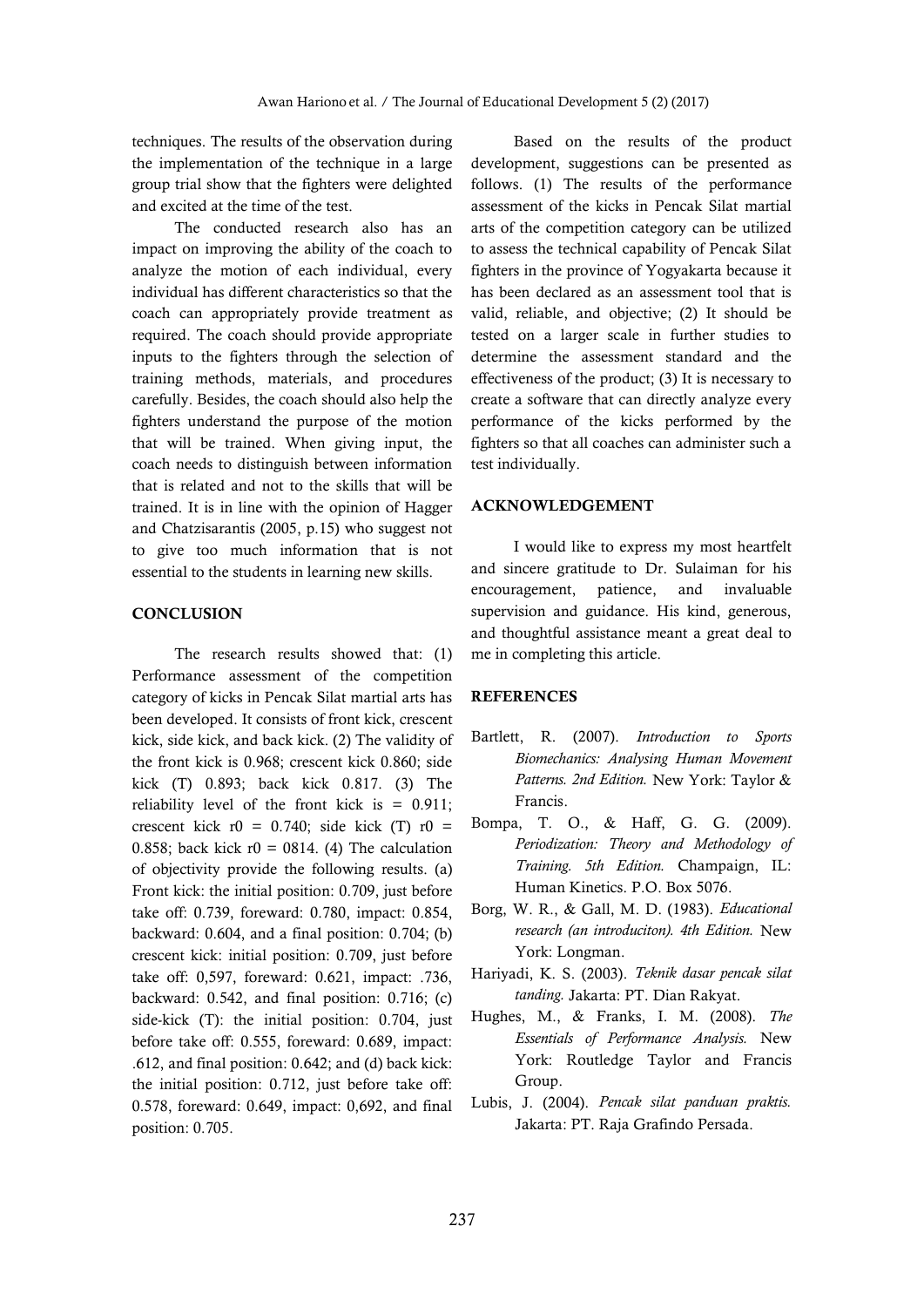techniques. The results of the observation during the implementation of the technique in a large group trial show that the fighters were delighted and excited at the time of the test.

The conducted research also has an impact on improving the ability of the coach to analyze the motion of each individual, every individual has different characteristics so that the coach can appropriately provide treatment as required. The coach should provide appropriate inputs to the fighters through the selection of training methods, materials, and procedures carefully. Besides, the coach should also help the fighters understand the purpose of the motion that will be trained. When giving input, the coach needs to distinguish between information that is related and not to the skills that will be trained. It is in line with the opinion of Hagger and Chatzisarantis (2005, p.15) who suggest not to give too much information that is not essential to the students in learning new skills.

## CONCLUSION

The research results showed that: (1) Performance assessment of the competition category of kicks in Pencak Silat martial arts has been developed. It consists of front kick, crescent kick, side kick, and back kick. (2) The validity of the front kick is 0.968; crescent kick 0.860; side kick (T) 0.893; back kick 0.817. (3) The reliability level of the front kick is = 0.911; crescent kick r0 = 0.740; side kick (T) r0 = 0.858; back kick r0 = 0814. (4) The calculation of objectivity provide the following results. (a) Front kick: the initial position: 0.709, just before take off: 0.739, foreward: 0.780, impact: 0.854, backward: 0.604, and a final position: 0.704; (b) crescent kick: initial position: 0.709, just before take off: 0,597, foreward: 0.621, impact: .736, backward: 0.542, and final position: 0.716; (c) side-kick (T): the initial position: 0.704, just before take off: 0.555, foreward: 0.689, impact: .612, and final position: 0.642; and (d) back kick: the initial position: 0.712, just before take off: 0.578, foreward: 0.649, impact: 0,692, and final position: 0.705.

Based on the results of the product development, suggestions can be presented as follows. (1) The results of the performance assessment of the kicks in Pencak Silat martial arts of the competition category can be utilized to assess the technical capability of Pencak Silat fighters in the province of Yogyakarta because it has been declared as an assessment tool that is valid, reliable, and objective; (2) It should be tested on a larger scale in further studies to determine the assessment standard and the effectiveness of the product; (3) It is necessary to create a software that can directly analyze every performance of the kicks performed by the fighters so that all coaches can administer such a test individually.

## ACKNOWLEDGEMENT

I would like to express my most heartfelt and sincere gratitude to Dr. Sulaiman for his encouragement, patience, and invaluable supervision and guidance. His kind, generous, and thoughtful assistance meant a great deal to me in completing this article.

## REFERENCES

Bartlett, R. (2007). *Introduction to Sports Biomechanics: Analysing Human Movement Patterns. 2nd Edition.* New York: Taylor & Francis.

Bompa, T. O., & Haff, G. G. (2009). *Periodization: Theory and Methodology of Training. 5th Edition.* Champaign, IL: Human Kinetics. P.O. Box 5076.

Borg, W. R., & Gall, M. D. (1983). *Educational research (an introduciton). 4th Edition.* New York: Longman.

Hariyadi, K. S. (2003). *Teknik dasar pencak silat tanding.* Jakarta: PT. Dian Rakyat.

Hughes, M., & Franks, I. M. (2008). *The Essentials of Performance Analysis.* New York: Routledge Taylor and Francis Group.

Lubis, J. (2004). *Pencak silat panduan praktis.* Jakarta: PT. Raja Grafindo Persada.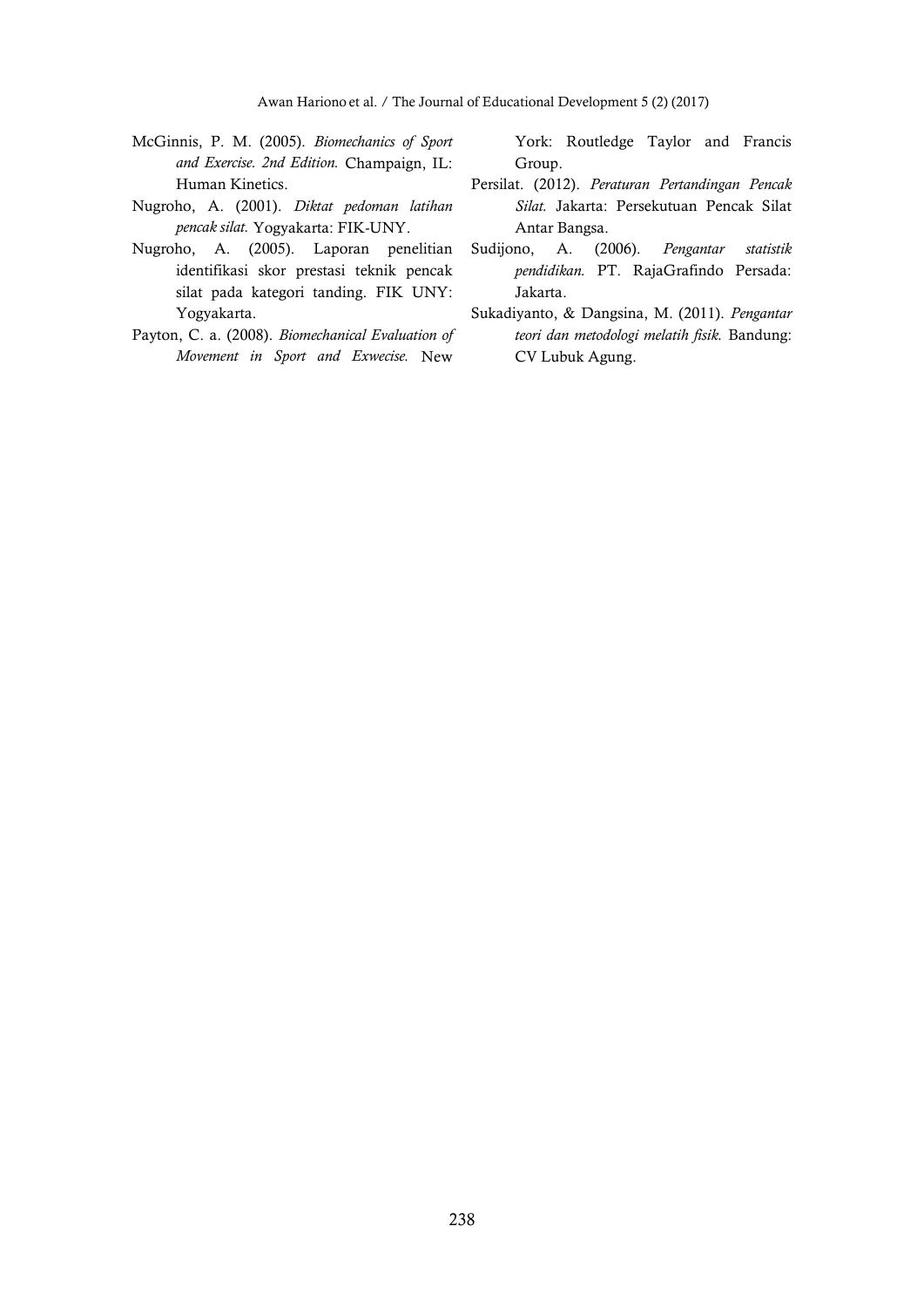McGinnis, P. M. (2005). *Biomechanics of Sport and Exercise. 2nd Edition.* Champaign, IL: Human Kinetics.

Nugroho, A. (2001). *Diktat pedoman latihan pencak silat.* Yogyakarta: FIK-UNY.

Nugroho, A. (2005). Laporan penelitian identifikasi skor prestasi teknik pencak silat pada kategori tanding. FIK UNY: Yogyakarta.

Payton, C. a. (2008). *Biomechanical Evaluation of Movement in Sport and Exwecise.* New York: Routledge Taylor and Francis Group.

Persilat. (2012). *Peraturan Pertandingan Pencak Silat.* Jakarta: Persekutuan Pencak Silat Antar Bangsa.

Sudijono, A. (2006). *Pengantar statistik pendidikan.* PT. RajaGrafindo Persada: Jakarta.

Sukadiyanto, & Dangsina, M. (2011). *Pengantar teori dan metodologi melatih fisik.* Bandung: CV Lubuk Agung.